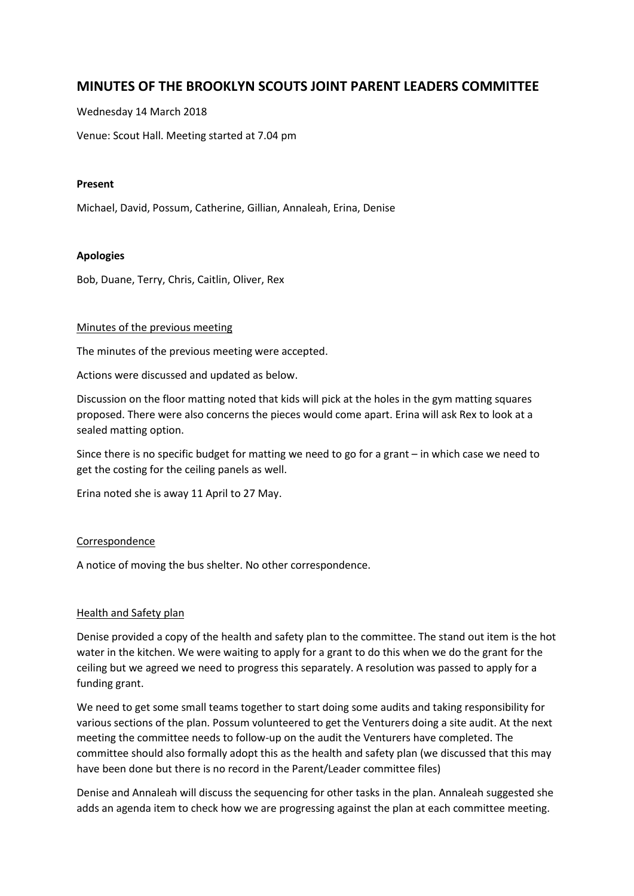# MINUTES OF THE BROOKLYN SCOUTS JOINT PARENT LEADERS COMMITTEE

Wednesday 14 March 2018

Venue: Scout Hall. Meeting started at 7.04 pm

**Present**

Michael, David, Possum, Catherine, Gillian, Annaleah, Erina, Denise

**Apologies**

Bob, Duane, Terry, Chris, Caitlin, Oliver, Rex

<u>Minutes of the previous meeting</u>

The minutes of the previous meeting were accepted.

Actions were discussed and updated as below.

Discussion on the floor matting noted that kids will pick at the holes in the gym matting squares proposed. There were also concerns the pieces would come apart. Erina will ask Rex to look at a sealed matting option.

Since there is no specific budget for matting we need to go for a grant – in which case we need to get the costing for the ceiling panels as well.

Erina noted she is away 11 April to 27 May.

<u>Correspondence</u>

A notice of moving the bus shelter. No other correspondence.

<u>Health and Safety plan</u>

Denise provided a copy of the health and safety plan to the committee. The stand out item is the hot water in the kitchen. We were waiting to apply for a grant to do this when we do the grant for the ceiling but we agreed we need to progress this separately. A resolution was passed to apply for a funding grant.

We need to get some small teams together to start doing some audits and taking responsibility for various sections of the plan. Possum volunteered to get the Venturers doing a site audit. At the next meeting the committee needs to follow-up on the audit the Venturers have completed. The committee should also formally adopt this as the health and safety plan (we discussed that this may have been done but there is no record in the Parent/Leader committee files)

Denise and Annaleah will discuss the sequencing for other tasks in the plan. Annaleah suggested she adds an agenda item to check how we are progressing against the plan at each committee meeting.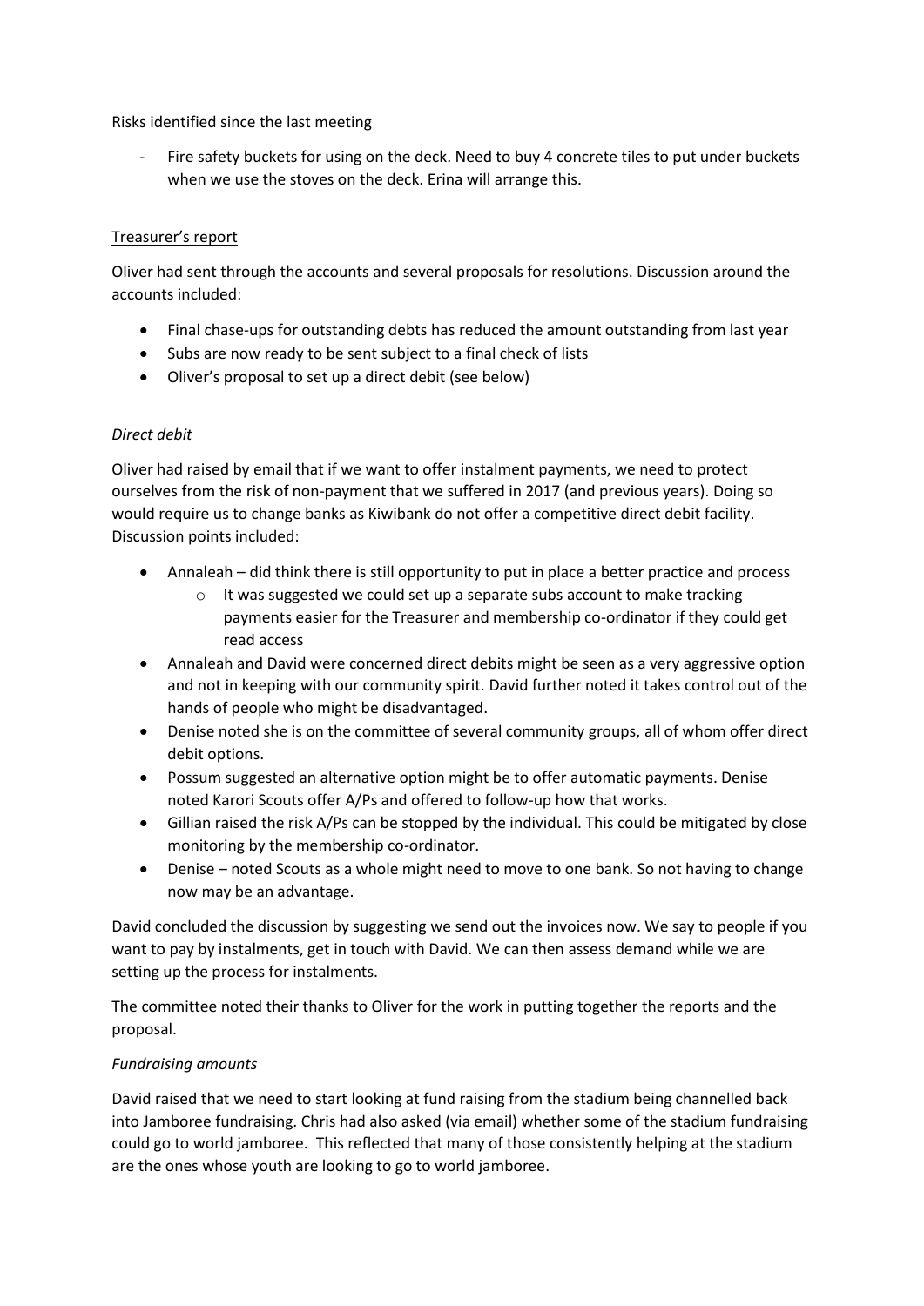Risks identified since the last meeting

- Fire safety buckets for using on the deck. Need to buy 4 concrete tiles to put under buckets when we use the stoves on the deck. Erina will arrange this.

<u>Treasurer's report</u>

Oliver had sent through the accounts and several proposals for resolutions. Discussion around the accounts included:

- Final chase-ups for outstanding debts has reduced the amount outstanding from last year
- Subs are now ready to be sent subject to a final check of lists
- Oliver's proposal to set up a direct debit (see below)

*Direct debit*

Oliver had raised by email that if we want to offer instalment payments, we need to protect ourselves from the risk of non-payment that we suffered in 2017 (and previous years). Doing so would require us to change banks as Kiwibank do not offer a competitive direct debit facility. Discussion points included:

- Annaleah – did think there is still opportunity to put in place a better practice and process
  - It was suggested we could set up a separate subs account to make tracking payments easier for the Treasurer and membership co-ordinator if they could get read access
- Annaleah and David were concerned direct debits might be seen as a very aggressive option and not in keeping with our community spirit. David further noted it takes control out of the hands of people who might be disadvantaged.
- Denise noted she is on the committee of several community groups, all of whom offer direct debit options.
- Possum suggested an alternative option might be to offer automatic payments. Denise noted Karori Scouts offer A/Ps and offered to follow-up how that works.
- Gillian raised the risk A/Ps can be stopped by the individual. This could be mitigated by close monitoring by the membership co-ordinator.
- Denise – noted Scouts as a whole might need to move to one bank. So not having to change now may be an advantage.

David concluded the discussion by suggesting we send out the invoices now. We say to people if you want to pay by instalments, get in touch with David. We can then assess demand while we are setting up the process for instalments.

The committee noted their thanks to Oliver for the work in putting together the reports and the proposal.

*Fundraising amounts*

David raised that we need to start looking at fund raising from the stadium being channelled back into Jamboree fundraising. Chris had also asked (via email) whether some of the stadium fundraising could go to world jamboree. This reflected that many of those consistently helping at the stadium are the ones whose youth are looking to go to world jamboree.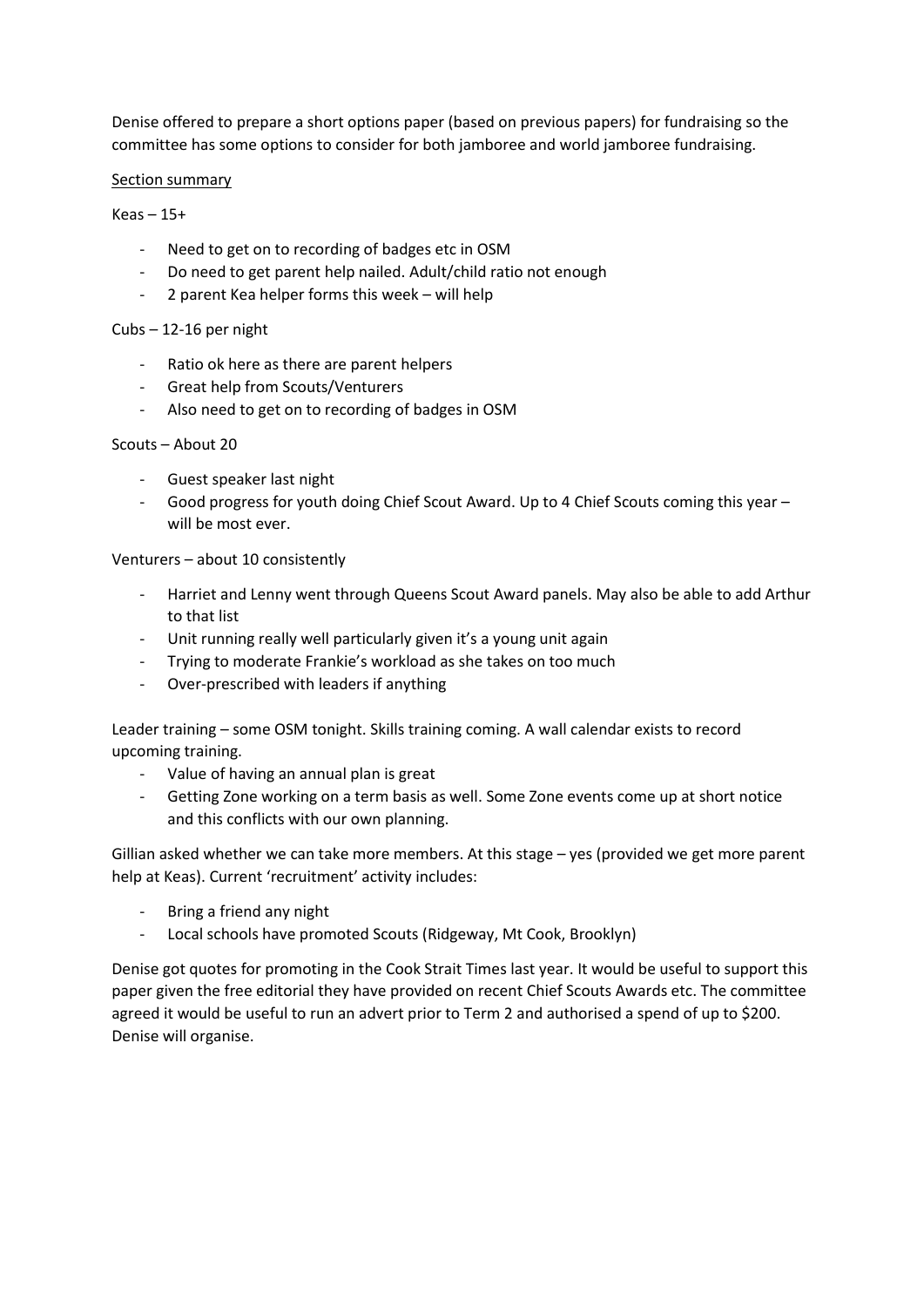Denise offered to prepare a short options paper (based on previous papers) for fundraising so the committee has some options to consider for both jamboree and world jamboree fundraising.

<u>Section summary</u>

Keas – 15+

- Need to get on to recording of badges etc in OSM
- Do need to get parent help nailed. Adult/child ratio not enough
- 2 parent Kea helper forms this week – will help

Cubs – 12-16 per night

- Ratio ok here as there are parent helpers
- Great help from Scouts/Venturers
- Also need to get on to recording of badges in OSM

Scouts – About 20

- Guest speaker last night
- Good progress for youth doing Chief Scout Award. Up to 4 Chief Scouts coming this year – will be most ever.

Venturers – about 10 consistently

- Harriet and Lenny went through Queens Scout Award panels. May also be able to add Arthur to that list
- Unit running really well particularly given it's a young unit again
- Trying to moderate Frankie's workload as she takes on too much
- Over-prescribed with leaders if anything

Leader training – some OSM tonight. Skills training coming. A wall calendar exists to record upcoming training.

- Value of having an annual plan is great
- Getting Zone working on a term basis as well. Some Zone events come up at short notice and this conflicts with our own planning.

Gillian asked whether we can take more members. At this stage – yes (provided we get more parent help at Keas). Current 'recruitment' activity includes:

- Bring a friend any night
- Local schools have promoted Scouts (Ridgeway, Mt Cook, Brooklyn)

Denise got quotes for promoting in the Cook Strait Times last year. It would be useful to support this paper given the free editorial they have provided on recent Chief Scouts Awards etc. The committee agreed it would be useful to run an advert prior to Term 2 and authorised a spend of up to $200. Denise will organise.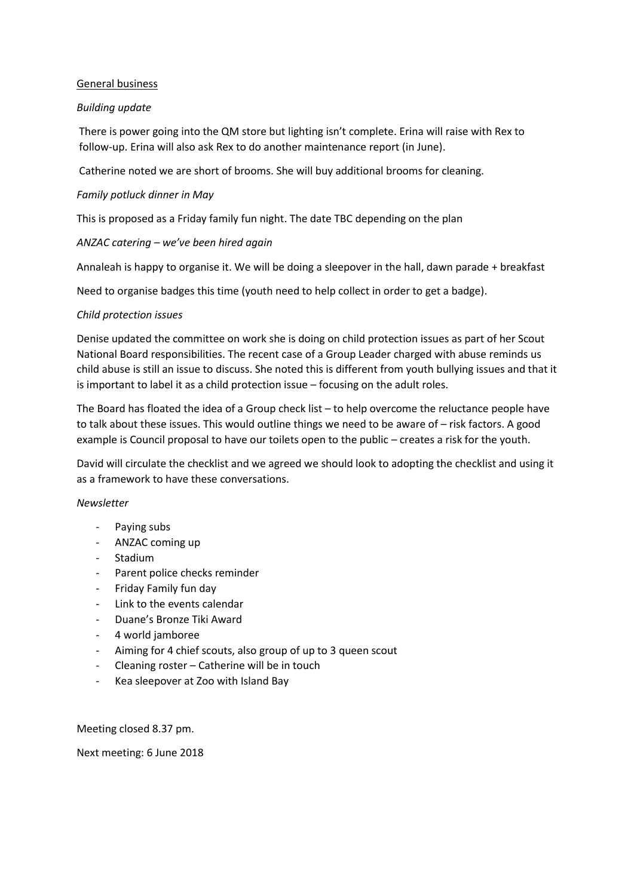General business

*Building update*

There is power going into the QM store but lighting isn't complete. Erina will raise with Rex to follow-up. Erina will also ask Rex to do another maintenance report (in June).

Catherine noted we are short of brooms. She will buy additional brooms for cleaning.

*Family potluck dinner in May*

This is proposed as a Friday family fun night. The date TBC depending on the plan

*ANZAC catering – we've been hired again*

Annaleah is happy to organise it. We will be doing a sleepover in the hall, dawn parade + breakfast

Need to organise badges this time (youth need to help collect in order to get a badge).

*Child protection issues*

Denise updated the committee on work she is doing on child protection issues as part of her Scout National Board responsibilities. The recent case of a Group Leader charged with abuse reminds us child abuse is still an issue to discuss. She noted this is different from youth bullying issues and that it is important to label it as a child protection issue – focusing on the adult roles.

The Board has floated the idea of a Group check list – to help overcome the reluctance people have to talk about these issues. This would outline things we need to be aware of – risk factors. A good example is Council proposal to have our toilets open to the public – creates a risk for the youth.

David will circulate the checklist and we agreed we should look to adopting the checklist and using it as a framework to have these conversations.

*Newsletter*

- Paying subs
- ANZAC coming up
- Stadium
- Parent police checks reminder
- Friday Family fun day
- Link to the events calendar
- Duane's Bronze Tiki Award
- 4 world jamboree
- Aiming for 4 chief scouts, also group of up to 3 queen scout
- Cleaning roster – Catherine will be in touch
- Kea sleepover at Zoo with Island Bay

Meeting closed 8.37 pm.

Next meeting: 6 June 2018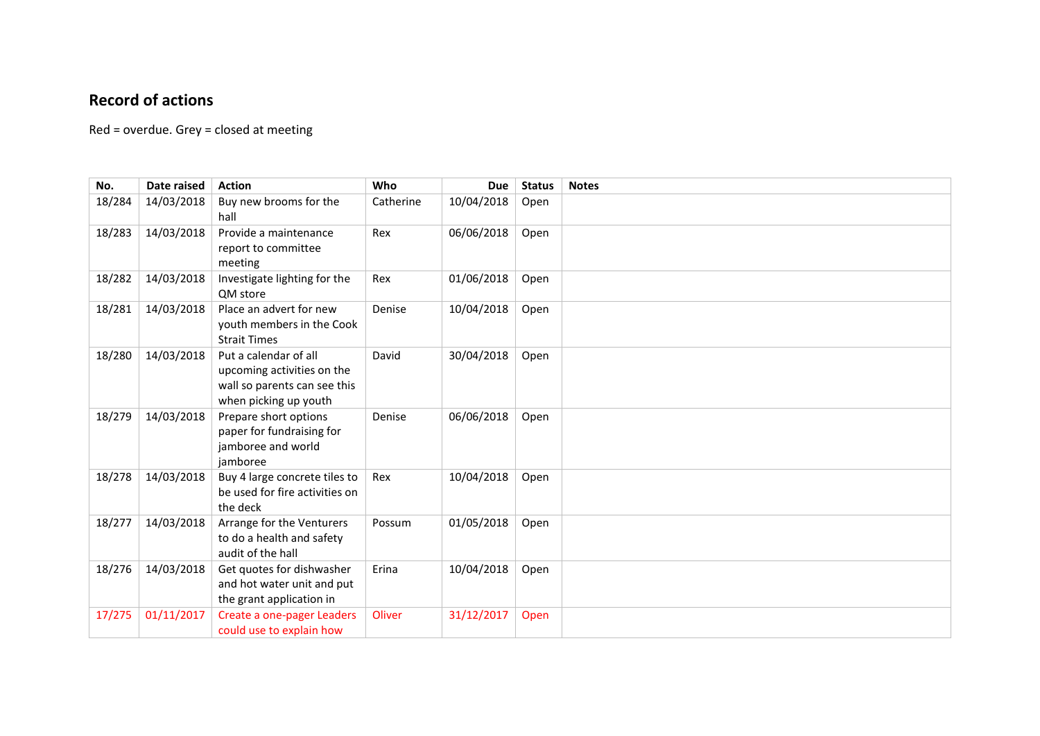## Record of actions

Red = overdue. Grey = closed at meeting

| No. | Date raised | Action | Who | Due | Status | Notes |
|---|---|---|---|---|---|---|
| 18/284 | 14/03/2018 | Buy new brooms for the hall | Catherine | 10/04/2018 | Open | |
| 18/283 | 14/03/2018 | Provide a maintenance report to committee meeting | Rex | 06/06/2018 | Open | |
| 18/282 | 14/03/2018 | Investigate lighting for the QM store | Rex | 01/06/2018 | Open | |
| 18/281 | 14/03/2018 | Place an advert for new youth members in the Cook Strait Times | Denise | 10/04/2018 | Open | |
| 18/280 | 14/03/2018 | Put a calendar of all upcoming activities on the wall so parents can see this when picking up youth | David | 30/04/2018 | Open | |
| 18/279 | 14/03/2018 | Prepare short options paper for fundraising for jamboree and world jamboree | Denise | 06/06/2018 | Open | |
| 18/278 | 14/03/2018 | Buy 4 large concrete tiles to be used for fire activities on the deck | Rex | 10/04/2018 | Open | |
| 18/277 | 14/03/2018 | Arrange for the Venturers to do a health and safety audit of the hall | Possum | 01/05/2018 | Open | |
| 18/276 | 14/03/2018 | Get quotes for dishwasher and hot water unit and put the grant application in | Erina | 10/04/2018 | Open | |
| 17/275 | 01/11/2017 | Create a one-pager Leaders could use to explain how | Oliver | 31/12/2017 | Open | |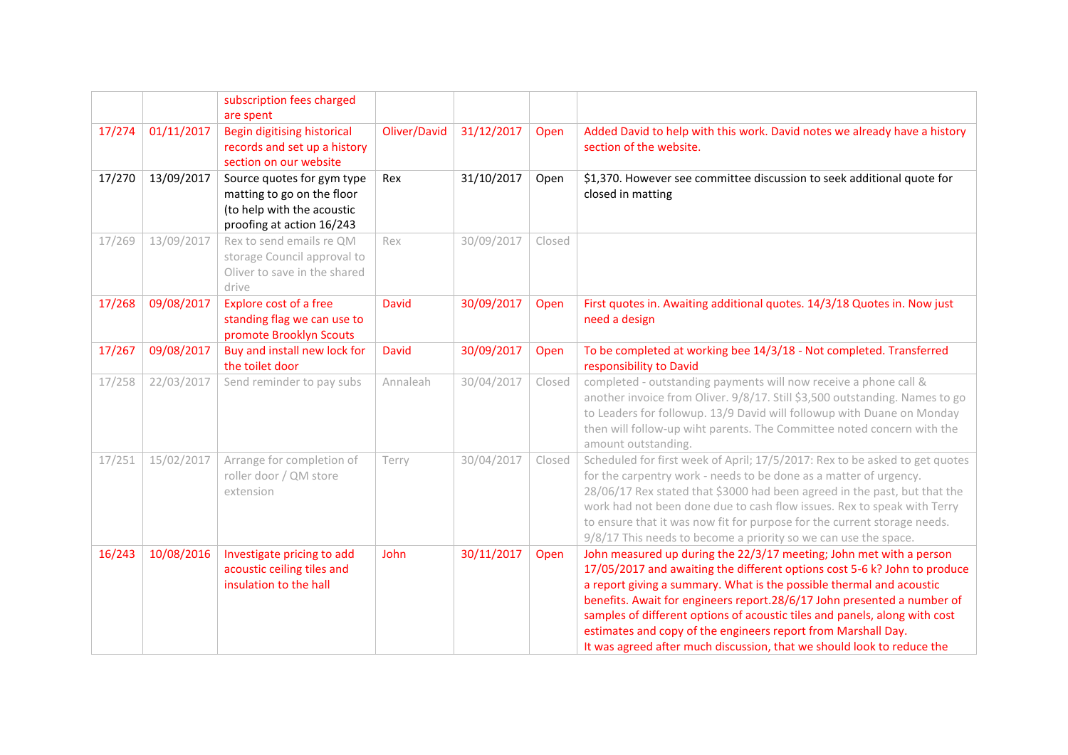| | | subscription fees charged are spent | | | | |
|---|---|---|---|---|---|---|
| 17/274 | 01/11/2017 | Begin digitising historical records and set up a history section on our website | Oliver/David | 31/12/2017 | Open | Added David to help with this work. David notes we already have a history section of the website. |
| 17/270 | 13/09/2017 | Source quotes for gym type matting to go on the floor (to help with the acoustic proofing at action 16/243 | Rex | 31/10/2017 | Open | $1,370. However see committee discussion to seek additional quote for closed in matting |
| 17/269 | 13/09/2017 | Rex to send emails re QM storage Council approval to Oliver to save in the shared drive | Rex | 30/09/2017 | Closed | |
| 17/268 | 09/08/2017 | Explore cost of a free standing flag we can use to promote Brooklyn Scouts | David | 30/09/2017 | Open | First quotes in. Awaiting additional quotes. 14/3/18 Quotes in. Now just need a design |
| 17/267 | 09/08/2017 | Buy and install new lock for the toilet door | David | 30/09/2017 | Open | To be completed at working bee 14/3/18 - Not completed. Transferred responsibility to David |
| 17/258 | 22/03/2017 | Send reminder to pay subs | Annaleah | 30/04/2017 | Closed | completed - outstanding payments will now receive a phone call & another invoice from Oliver. 9/8/17. Still $3,500 outstanding. Names to go to Leaders for followup. 13/9 David will followup with Duane on Monday then will follow-up wiht parents. The Committee noted concern with the amount outstanding. |
| 17/251 | 15/02/2017 | Arrange for completion of roller door / QM store extension | Terry | 30/04/2017 | Closed | Scheduled for first week of April; 17/5/2017: Rex to be asked to get quotes for the carpentry work - needs to be done as a matter of urgency. 28/06/17 Rex stated that $3000 had been agreed in the past, but that the work had not been done due to cash flow issues. Rex to speak with Terry to ensure that it was now fit for purpose for the current storage needs. 9/8/17 This needs to become a priority so we can use the space. |
| 16/243 | 10/08/2016 | Investigate pricing to add acoustic ceiling tiles and insulation to the hall | John | 30/11/2017 | Open | John measured up during the 22/3/17 meeting; John met with a person 17/05/2017 and awaiting the different options cost 5-6 k? John to produce a report giving a summary. What is the possible thermal and acoustic benefits. Await for engineers report.28/6/17 John presented a number of samples of different options of acoustic tiles and panels, along with cost estimates and copy of the engineers report from Marshall Day. It was agreed after much discussion, that we should look to reduce the |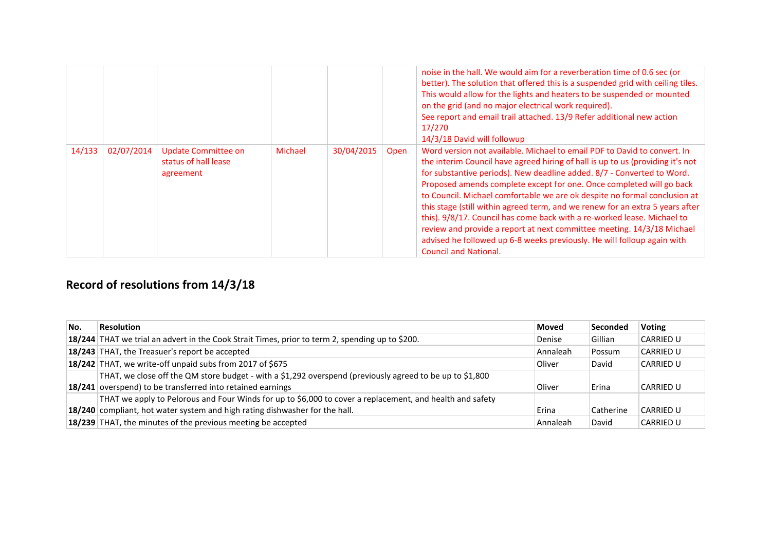| | | | | | | |
|---|---|---|---|---|---|---|
| | | | | | | noise in the hall. We would aim for a reverberation time of 0.6 sec (or better). The solution that offered this is a suspended grid with ceiling tiles. This would allow for the lights and heaters to be suspended or mounted on the grid (and no major electrical work required). See report and email trail attached. 13/9 Refer additional new action 17/270 14/3/18 David will followup |
| 14/133 | 02/07/2014 | Update Committee on status of hall lease agreement | Michael | 30/04/2015 | Open | Word version not available. Michael to email PDF to David to convert. In the interim Council have agreed hiring of hall is up to us (providing it's not for substantive periods). New deadline added. 8/7 - Converted to Word. Proposed amends complete except for one. Once completed will go back to Council. Michael comfortable we are ok despite no formal conclusion at this stage (still within agreed term, and we renew for an extra 5 years after this). 9/8/17. Council has come back with a re-worked lease. Michael to review and provide a report at next committee meeting. 14/3/18 Michael advised he followed up 6-8 weeks previously. He will folloup again with Council and National. |

## Record of resolutions from 14/3/18

| No. | Resolution | Moved | Seconded | Voting |
|---|---|---|---|---|
| **18/244** | THAT we trial an advert in the Cook Strait Times, prior to term 2, spending up to $200. | Denise | Gillian | CARRIED U |
| **18/243** | THAT, the Treasuer's report be accepted | Annaleah | Possum | CARRIED U |
| **18/242** | THAT, we write-off unpaid subs from 2017 of $675 | Oliver | David | CARRIED U |
| **18/241** | THAT, we close off the QM store budget - with a $1,292 overspend (previously agreed to be up to $1,800 overspend) to be transferred into retained earnings | Oliver | Erina | CARRIED U |
| **18/240** | THAT we apply to Pelorous and Four Winds for up to $6,000 to cover a replacement, and health and safety compliant, hot water system and high rating dishwasher for the hall. | Erina | Catherine | CARRIED U |
| **18/239** | THAT, the minutes of the previous meeting be accepted | Annaleah | David | CARRIED U |